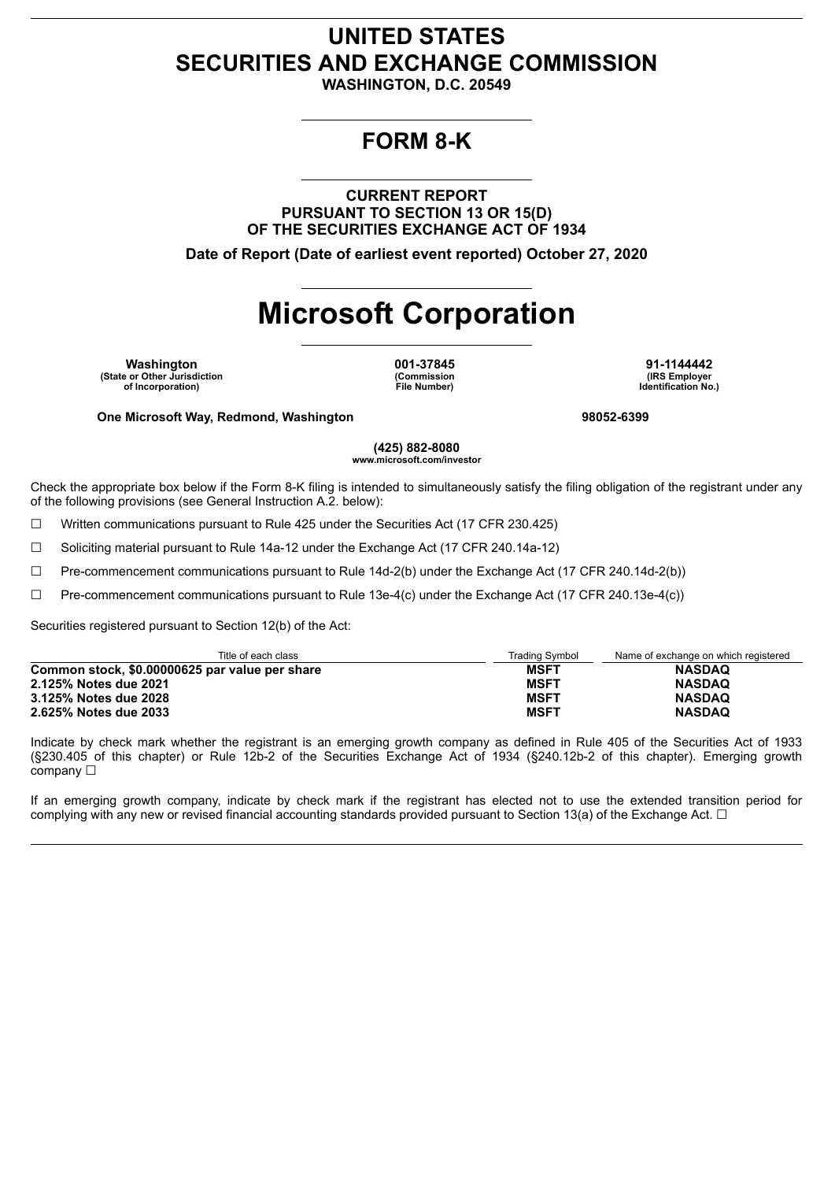# UNITED STATES
# SECURITIES AND EXCHANGE COMMISSION

**WASHINGTON, D.C. 20549**

---

## FORM 8-K

---

**CURRENT REPORT**
**PURSUANT TO SECTION 13 OR 15(D)**
**OF THE SECURITIES EXCHANGE ACT OF 1934**

**Date of Report (Date of earliest event reported) October 27, 2020**

---

# Microsoft Corporation

---

| **Washington** | **001-37845** | **91-1144442** |
|---|---|---|
| **(State or Other Jurisdiction of Incorporation)** | **(Commission File Number)** | **(IRS Employer Identification No.)** |

**One Microsoft Way, Redmond, Washington** **98052-6399**

**(425) 882-8080**
**www.microsoft.com/investor**

Check the appropriate box below if the Form 8-K filing is intended to simultaneously satisfy the filing obligation of the registrant under any of the following provisions (see General Instruction A.2. below):

☐ Written communications pursuant to Rule 425 under the Securities Act (17 CFR 230.425)

☐ Soliciting material pursuant to Rule 14a-12 under the Exchange Act (17 CFR 240.14a-12)

☐ Pre-commencement communications pursuant to Rule 14d-2(b) under the Exchange Act (17 CFR 240.14d-2(b))

☐ Pre-commencement communications pursuant to Rule 13e-4(c) under the Exchange Act (17 CFR 240.13e-4(c))

Securities registered pursuant to Section 12(b) of the Act:

| Title of each class | Trading Symbol | Name of exchange on which registered |
|---|---|---|
| **Common stock, $0.00000625 par value per share** | **MSFT** | **NASDAQ** |
| **2.125% Notes due 2021** | **MSFT** | **NASDAQ** |
| **3.125% Notes due 2028** | **MSFT** | **NASDAQ** |
| **2.625% Notes due 2033** | **MSFT** | **NASDAQ** |

Indicate by check mark whether the registrant is an emerging growth company as defined in Rule 405 of the Securities Act of 1933 (§230.405 of this chapter) or Rule 12b-2 of the Securities Exchange Act of 1934 (§240.12b-2 of this chapter). Emerging growth company ☐

If an emerging growth company, indicate by check mark if the registrant has elected not to use the extended transition period for complying with any new or revised financial accounting standards provided pursuant to Section 13(a) of the Exchange Act. ☐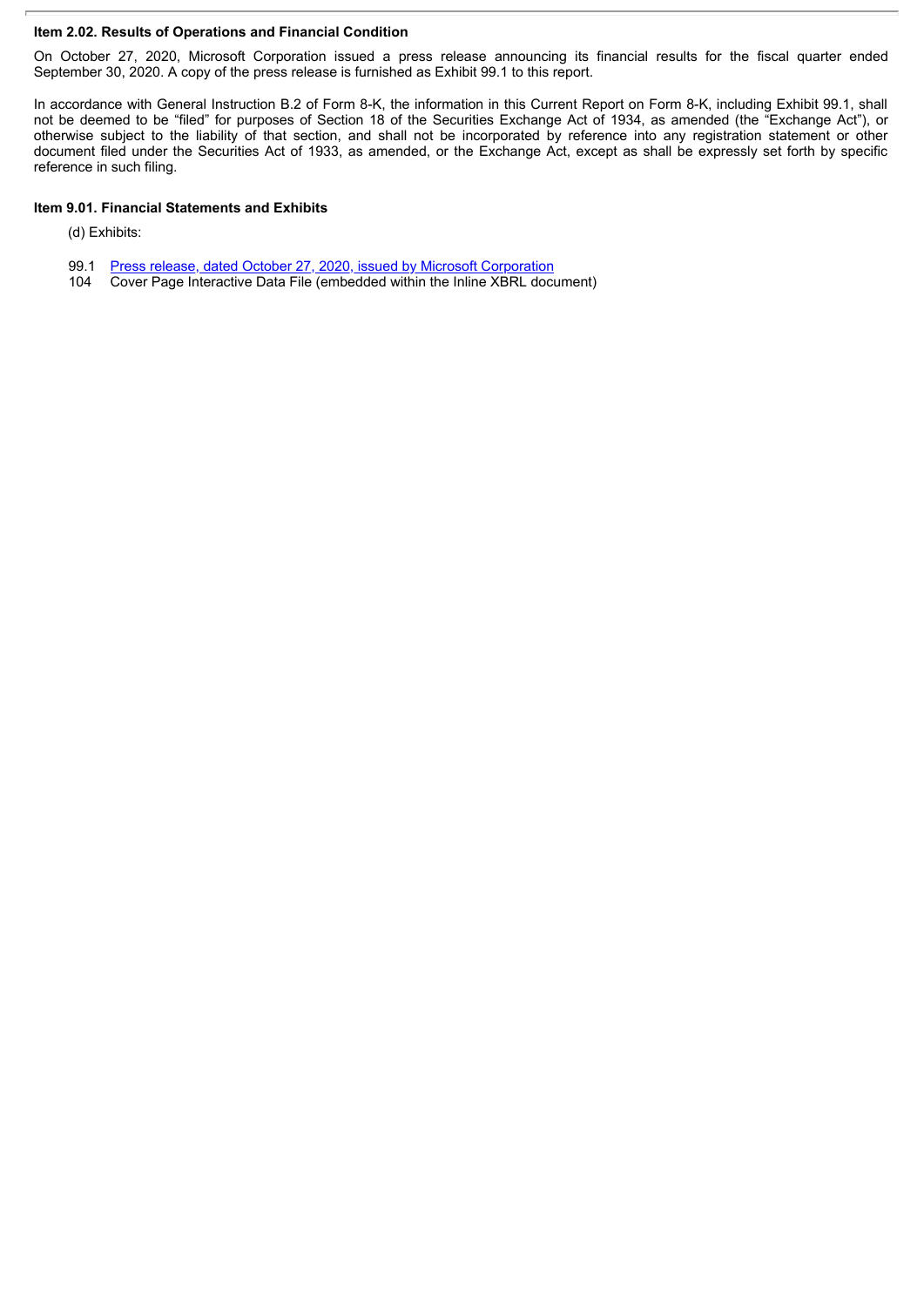**Item 2.02. Results of Operations and Financial Condition**

On October 27, 2020, Microsoft Corporation issued a press release announcing its financial results for the fiscal quarter ended September 30, 2020. A copy of the press release is furnished as Exhibit 99.1 to this report.

In accordance with General Instruction B.2 of Form 8-K, the information in this Current Report on Form 8-K, including Exhibit 99.1, shall not be deemed to be "filed" for purposes of Section 18 of the Securities Exchange Act of 1934, as amended (the "Exchange Act"), or otherwise subject to the liability of that section, and shall not be incorporated by reference into any registration statement or other document filed under the Securities Act of 1933, as amended, or the Exchange Act, except as shall be expressly set forth by specific reference in such filing.

**Item 9.01. Financial Statements and Exhibits**

(d) Exhibits:

99.1 Press release, dated October 27, 2020, issued by Microsoft Corporation

104 Cover Page Interactive Data File (embedded within the Inline XBRL document)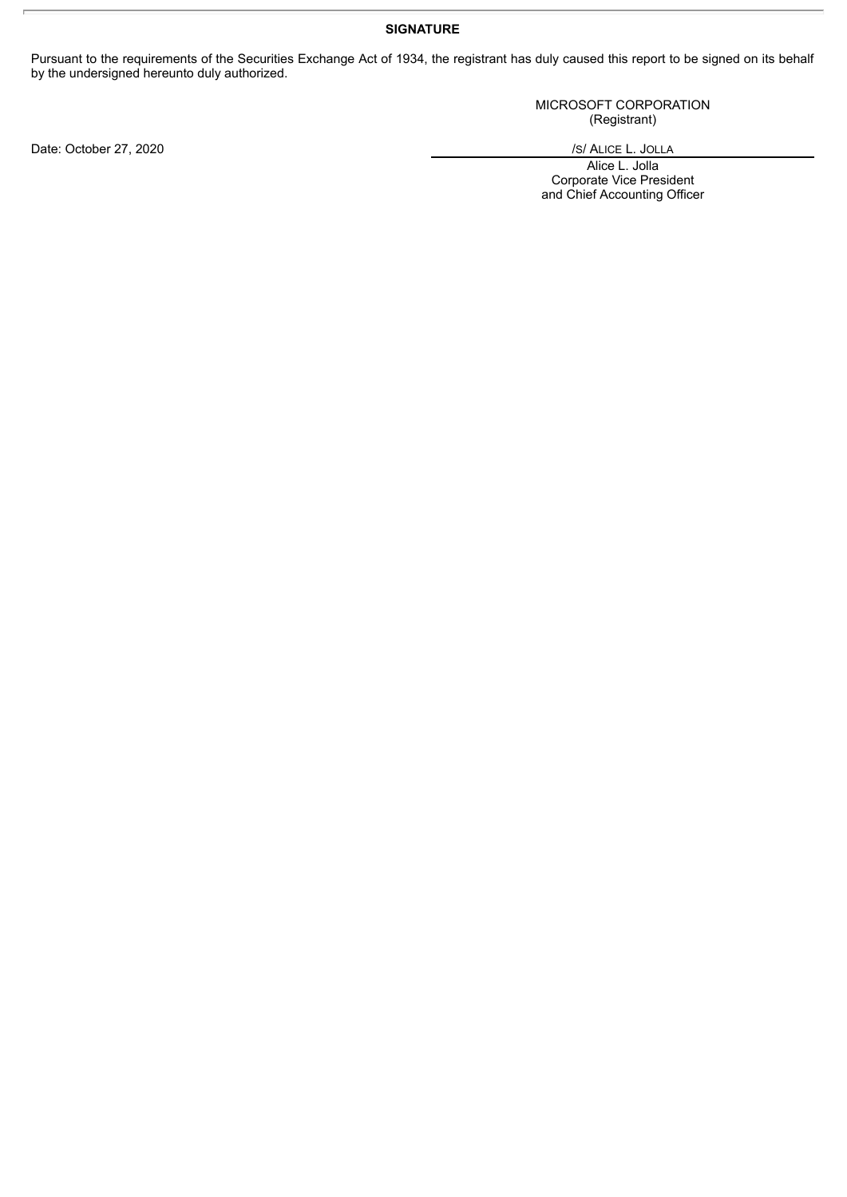**SIGNATURE**

Pursuant to the requirements of the Securities Exchange Act of 1934, the registrant has duly caused this report to be signed on its behalf by the undersigned hereunto duly authorized.

MICROSOFT CORPORATION
(Registrant)

Date: October 27, 2020

/S/ ALICE L. JOLLA

Alice L. Jolla
Corporate Vice President
and Chief Accounting Officer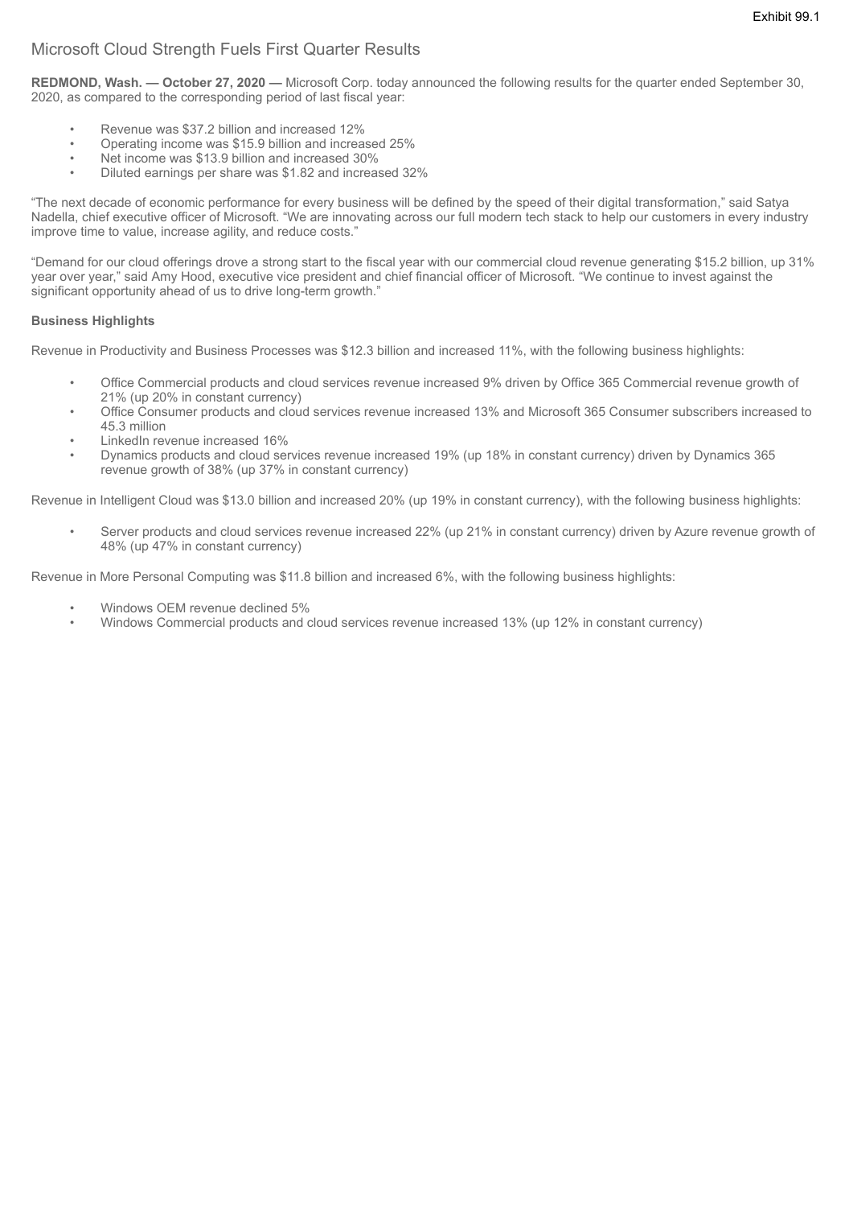Exhibit 99.1

# Microsoft Cloud Strength Fuels First Quarter Results

**REDMOND, Wash. — October 27, 2020 —** Microsoft Corp. today announced the following results for the quarter ended September 30, 2020, as compared to the corresponding period of last fiscal year:

- Revenue was $37.2 billion and increased 12%
- Operating income was $15.9 billion and increased 25%
- Net income was $13.9 billion and increased 30%
- Diluted earnings per share was $1.82 and increased 32%

"The next decade of economic performance for every business will be defined by the speed of their digital transformation," said Satya Nadella, chief executive officer of Microsoft. "We are innovating across our full modern tech stack to help our customers in every industry improve time to value, increase agility, and reduce costs."

"Demand for our cloud offerings drove a strong start to the fiscal year with our commercial cloud revenue generating $15.2 billion, up 31% year over year," said Amy Hood, executive vice president and chief financial officer of Microsoft. "We continue to invest against the significant opportunity ahead of us to drive long-term growth."

**Business Highlights**

Revenue in Productivity and Business Processes was $12.3 billion and increased 11%, with the following business highlights:

- Office Commercial products and cloud services revenue increased 9% driven by Office 365 Commercial revenue growth of 21% (up 20% in constant currency)
- Office Consumer products and cloud services revenue increased 13% and Microsoft 365 Consumer subscribers increased to 45.3 million
- LinkedIn revenue increased 16%
- Dynamics products and cloud services revenue increased 19% (up 18% in constant currency) driven by Dynamics 365 revenue growth of 38% (up 37% in constant currency)

Revenue in Intelligent Cloud was $13.0 billion and increased 20% (up 19% in constant currency), with the following business highlights:

- Server products and cloud services revenue increased 22% (up 21% in constant currency) driven by Azure revenue growth of 48% (up 47% in constant currency)

Revenue in More Personal Computing was $11.8 billion and increased 6%, with the following business highlights:

- Windows OEM revenue declined 5%
- Windows Commercial products and cloud services revenue increased 13% (up 12% in constant currency)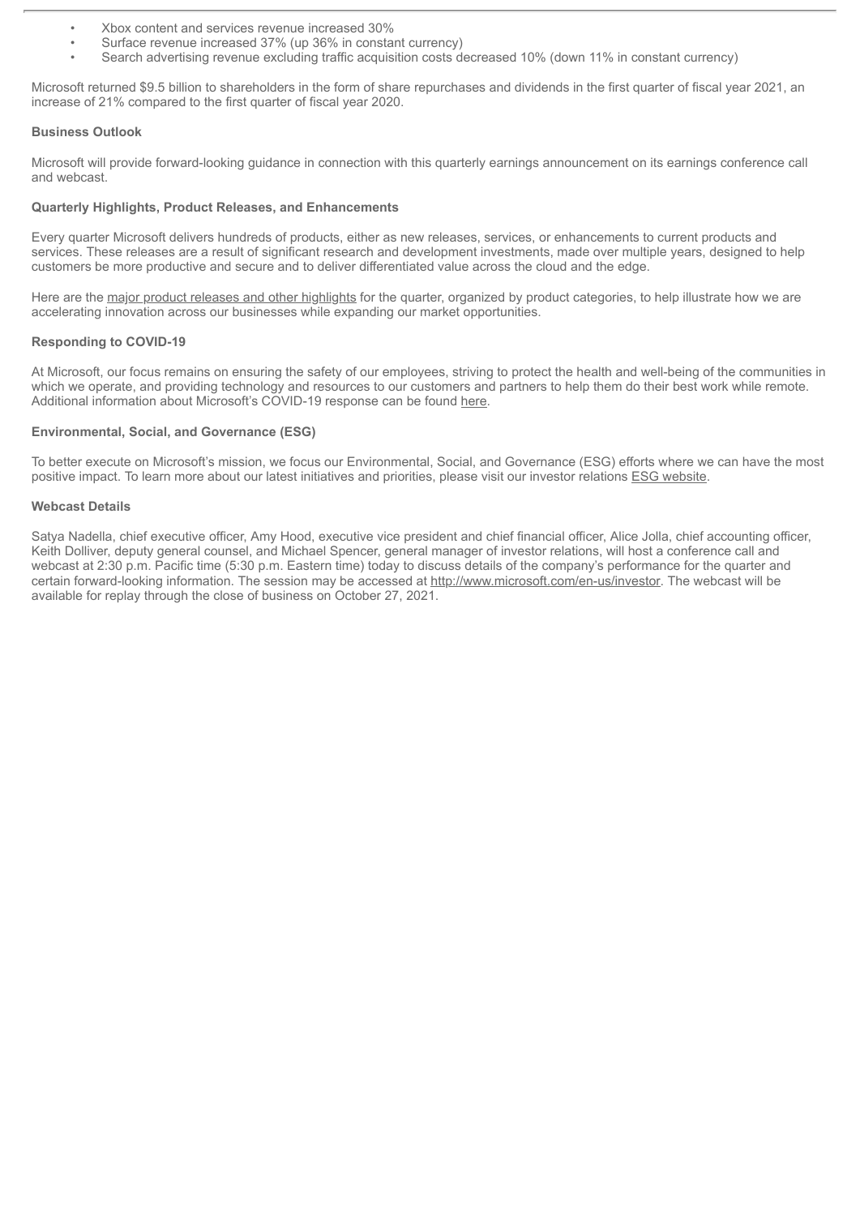- Xbox content and services revenue increased 30%
- Surface revenue increased 37% (up 36% in constant currency)
- Search advertising revenue excluding traffic acquisition costs decreased 10% (down 11% in constant currency)

Microsoft returned $9.5 billion to shareholders in the form of share repurchases and dividends in the first quarter of fiscal year 2021, an increase of 21% compared to the first quarter of fiscal year 2020.

**Business Outlook**

Microsoft will provide forward-looking guidance in connection with this quarterly earnings announcement on its earnings conference call and webcast.

**Quarterly Highlights, Product Releases, and Enhancements**

Every quarter Microsoft delivers hundreds of products, either as new releases, services, or enhancements to current products and services. These releases are a result of significant research and development investments, made over multiple years, designed to help customers be more productive and secure and to deliver differentiated value across the cloud and the edge.

Here are the major product releases and other highlights for the quarter, organized by product categories, to help illustrate how we are accelerating innovation across our businesses while expanding our market opportunities.

**Responding to COVID-19**

At Microsoft, our focus remains on ensuring the safety of our employees, striving to protect the health and well-being of the communities in which we operate, and providing technology and resources to our customers and partners to help them do their best work while remote. Additional information about Microsoft's COVID-19 response can be found here.

**Environmental, Social, and Governance (ESG)**

To better execute on Microsoft's mission, we focus our Environmental, Social, and Governance (ESG) efforts where we can have the most positive impact. To learn more about our latest initiatives and priorities, please visit our investor relations ESG website.

**Webcast Details**

Satya Nadella, chief executive officer, Amy Hood, executive vice president and chief financial officer, Alice Jolla, chief accounting officer, Keith Dolliver, deputy general counsel, and Michael Spencer, general manager of investor relations, will host a conference call and webcast at 2:30 p.m. Pacific time (5:30 p.m. Eastern time) today to discuss details of the company's performance for the quarter and certain forward-looking information. The session may be accessed at http://www.microsoft.com/en-us/investor. The webcast will be available for replay through the close of business on October 27, 2021.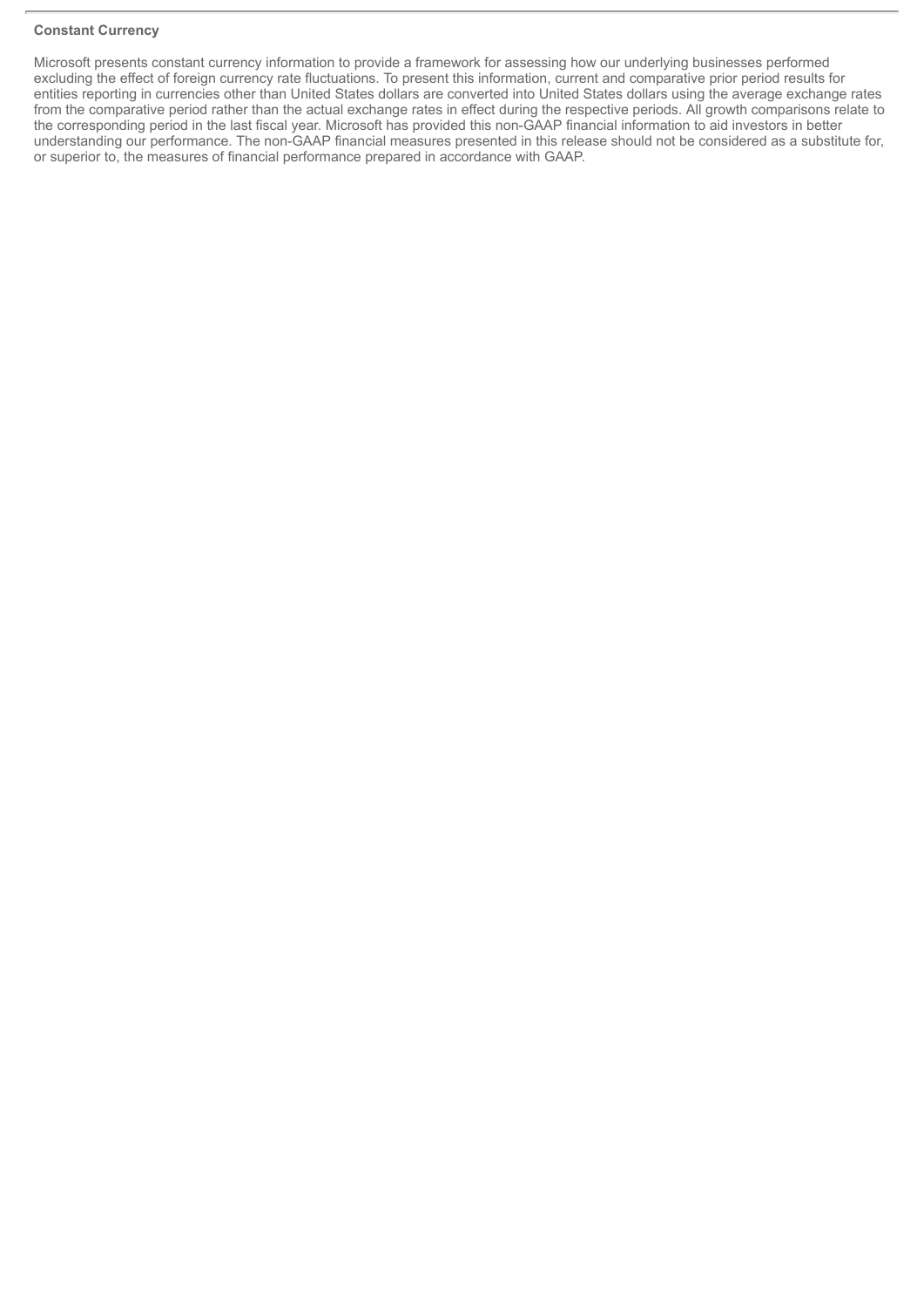**Constant Currency**

Microsoft presents constant currency information to provide a framework for assessing how our underlying businesses performed excluding the effect of foreign currency rate fluctuations. To present this information, current and comparative prior period results for entities reporting in currencies other than United States dollars are converted into United States dollars using the average exchange rates from the comparative period rather than the actual exchange rates in effect during the respective periods. All growth comparisons relate to the corresponding period in the last fiscal year. Microsoft has provided this non-GAAP financial information to aid investors in better understanding our performance. The non-GAAP financial measures presented in this release should not be considered as a substitute for, or superior to, the measures of financial performance prepared in accordance with GAAP.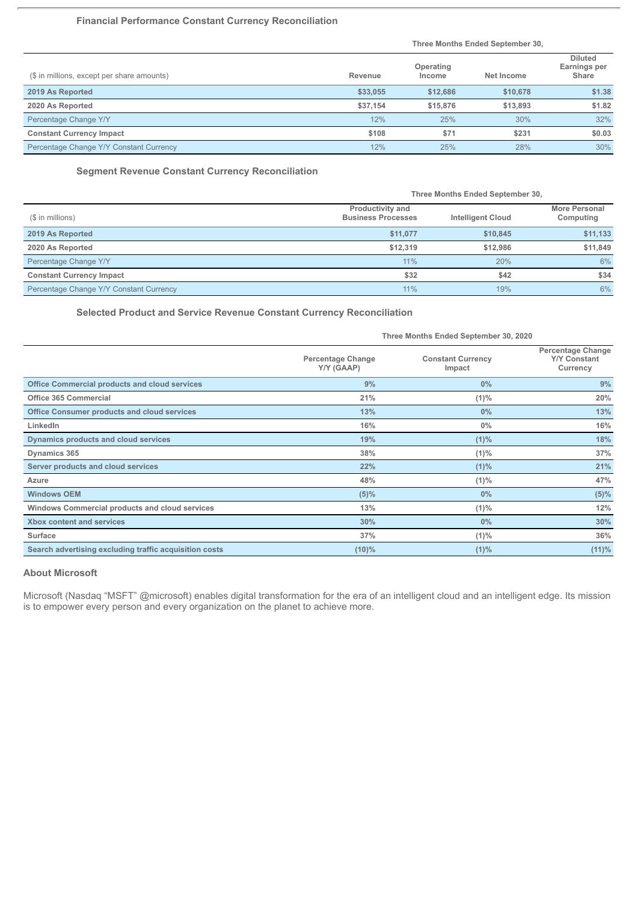### Financial Performance Constant Currency Reconciliation

| | Three Months Ended September 30, | | | |
|---|---|---|---|---|
| ($ in millions, except per share amounts) | Revenue | Operating Income | Net Income | Diluted Earnings per Share |
| **2019 As Reported** | $33,055 | $12,686 | $10,678 | $1.38 |
| **2020 As Reported** | $37,154 | $15,876 | $13,893 | $1.82 |
| Percentage Change Y/Y | 12% | 25% | 30% | 32% |
| **Constant Currency Impact** | $108 | $71 | $231 | $0.03 |
| Percentage Change Y/Y Constant Currency | 12% | 25% | 28% | 30% |

### Segment Revenue Constant Currency Reconciliation

| | Three Months Ended September 30, | | |
|---|---|---|---|
| ($ in millions) | Productivity and Business Processes | Intelligent Cloud | More Personal Computing |
| **2019 As Reported** | $11,077 | $10,845 | $11,133 |
| **2020 As Reported** | $12,319 | $12,986 | $11,849 |
| Percentage Change Y/Y | 11% | 20% | 6% |
| **Constant Currency Impact** | $32 | $42 | $34 |
| Percentage Change Y/Y Constant Currency | 11% | 19% | 6% |

### Selected Product and Service Revenue Constant Currency Reconciliation

| | Three Months Ended September 30, 2020 | | |
|---|---|---|---|
| | Percentage Change Y/Y (GAAP) | Constant Currency Impact | Percentage Change Y/Y Constant Currency |
| **Office Commercial products and cloud services** | 9% | 0% | 9% |
| **Office 365 Commercial** | 21% | (1)% | 20% |
| **Office Consumer products and cloud services** | 13% | 0% | 13% |
| **LinkedIn** | 16% | 0% | 16% |
| **Dynamics products and cloud services** | 19% | (1)% | 18% |
| **Dynamics 365** | 38% | (1)% | 37% |
| **Server products and cloud services** | 22% | (1)% | 21% |
| **Azure** | 48% | (1)% | 47% |
| **Windows OEM** | (5)% | 0% | (5)% |
| **Windows Commercial products and cloud services** | 13% | (1)% | 12% |
| **Xbox content and services** | 30% | 0% | 30% |
| **Surface** | 37% | (1)% | 36% |
| **Search advertising excluding traffic acquisition costs** | (10)% | (1)% | (11)% |

### About Microsoft

Microsoft (Nasdaq "MSFT" @microsoft) enables digital transformation for the era of an intelligent cloud and an intelligent edge. Its mission is to empower every person and every organization on the planet to achieve more.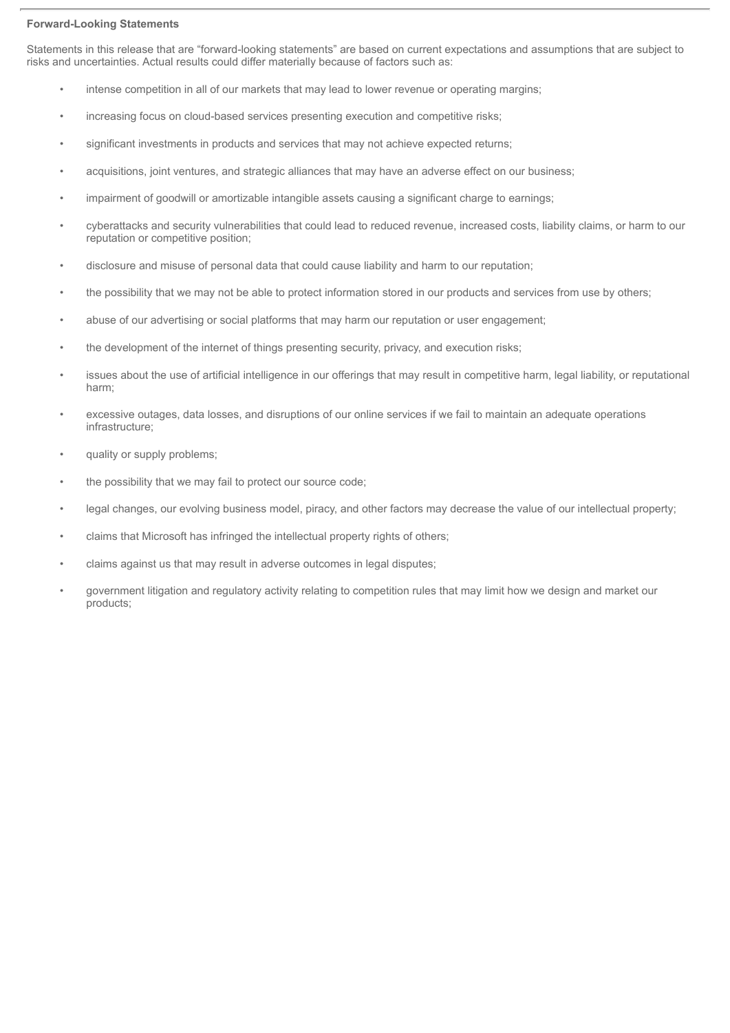**Forward-Looking Statements**

Statements in this release that are "forward-looking statements" are based on current expectations and assumptions that are subject to risks and uncertainties. Actual results could differ materially because of factors such as:

- intense competition in all of our markets that may lead to lower revenue or operating margins;
- increasing focus on cloud-based services presenting execution and competitive risks;
- significant investments in products and services that may not achieve expected returns;
- acquisitions, joint ventures, and strategic alliances that may have an adverse effect on our business;
- impairment of goodwill or amortizable intangible assets causing a significant charge to earnings;
- cyberattacks and security vulnerabilities that could lead to reduced revenue, increased costs, liability claims, or harm to our reputation or competitive position;
- disclosure and misuse of personal data that could cause liability and harm to our reputation;
- the possibility that we may not be able to protect information stored in our products and services from use by others;
- abuse of our advertising or social platforms that may harm our reputation or user engagement;
- the development of the internet of things presenting security, privacy, and execution risks;
- issues about the use of artificial intelligence in our offerings that may result in competitive harm, legal liability, or reputational harm;
- excessive outages, data losses, and disruptions of our online services if we fail to maintain an adequate operations infrastructure;
- quality or supply problems;
- the possibility that we may fail to protect our source code;
- legal changes, our evolving business model, piracy, and other factors may decrease the value of our intellectual property;
- claims that Microsoft has infringed the intellectual property rights of others;
- claims against us that may result in adverse outcomes in legal disputes;
- government litigation and regulatory activity relating to competition rules that may limit how we design and market our products;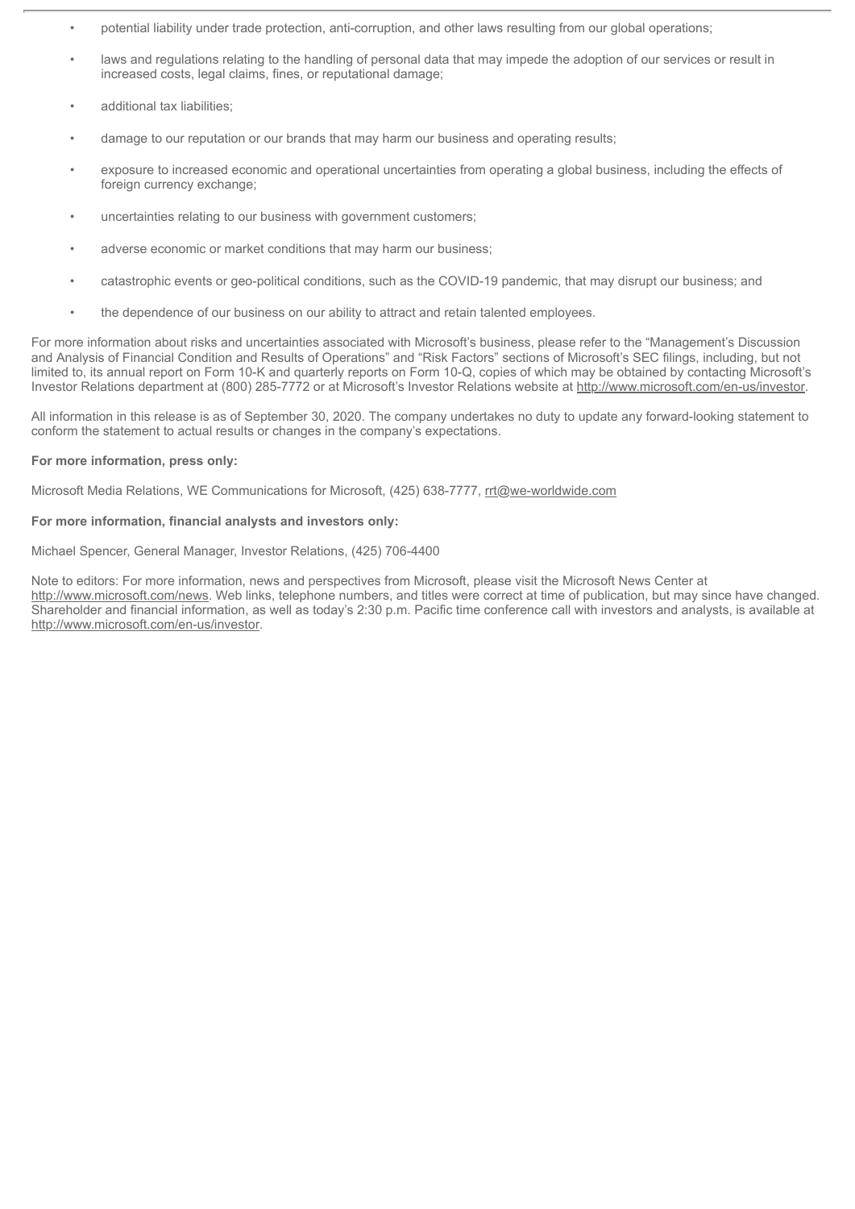- potential liability under trade protection, anti-corruption, and other laws resulting from our global operations;
- laws and regulations relating to the handling of personal data that may impede the adoption of our services or result in increased costs, legal claims, fines, or reputational damage;
- additional tax liabilities;
- damage to our reputation or our brands that may harm our business and operating results;
- exposure to increased economic and operational uncertainties from operating a global business, including the effects of foreign currency exchange;
- uncertainties relating to our business with government customers;
- adverse economic or market conditions that may harm our business;
- catastrophic events or geo-political conditions, such as the COVID-19 pandemic, that may disrupt our business; and
- the dependence of our business on our ability to attract and retain talented employees.

For more information about risks and uncertainties associated with Microsoft's business, please refer to the "Management's Discussion and Analysis of Financial Condition and Results of Operations" and "Risk Factors" sections of Microsoft's SEC filings, including, but not limited to, its annual report on Form 10-K and quarterly reports on Form 10-Q, copies of which may be obtained by contacting Microsoft's Investor Relations department at (800) 285-7772 or at Microsoft's Investor Relations website at http://www.microsoft.com/en-us/investor.

All information in this release is as of September 30, 2020. The company undertakes no duty to update any forward-looking statement to conform the statement to actual results or changes in the company's expectations.

**For more information, press only:**

Microsoft Media Relations, WE Communications for Microsoft, (425) 638-7777, rrt@we-worldwide.com

**For more information, financial analysts and investors only:**

Michael Spencer, General Manager, Investor Relations, (425) 706-4400

Note to editors: For more information, news and perspectives from Microsoft, please visit the Microsoft News Center at http://www.microsoft.com/news. Web links, telephone numbers, and titles were correct at time of publication, but may since have changed. Shareholder and financial information, as well as today's 2:30 p.m. Pacific time conference call with investors and analysts, is available at http://www.microsoft.com/en-us/investor.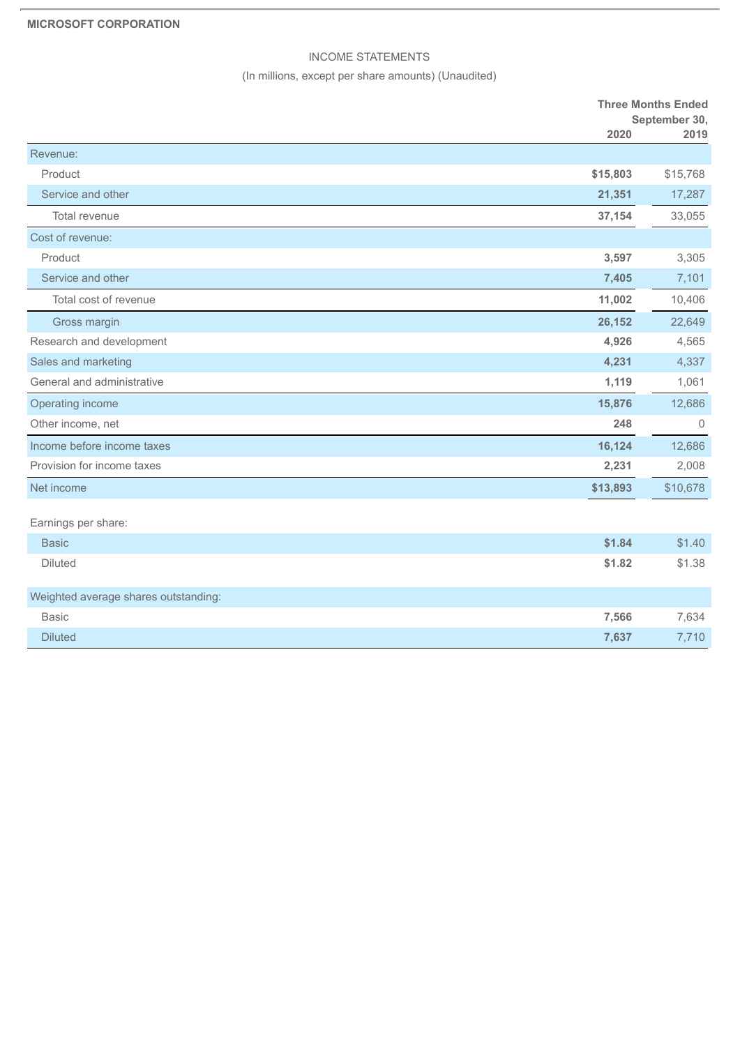**MICROSOFT CORPORATION**

INCOME STATEMENTS

(In millions, except per share amounts) (Unaudited)

| | Three Months Ended September 30, | |
|---|---|---|
| | **2020** | 2019 |
| Revenue: | | |
| Product | **$15,803** | $15,768 |
| Service and other | **21,351** | 17,287 |
| Total revenue | **37,154** | 33,055 |
| Cost of revenue: | | |
| Product | **3,597** | 3,305 |
| Service and other | **7,405** | 7,101 |
| Total cost of revenue | **11,002** | 10,406 |
| Gross margin | **26,152** | 22,649 |
| Research and development | **4,926** | 4,565 |
| Sales and marketing | **4,231** | 4,337 |
| General and administrative | **1,119** | 1,061 |
| Operating income | **15,876** | 12,686 |
| Other income, net | **248** | 0 |
| Income before income taxes | **16,124** | 12,686 |
| Provision for income taxes | **2,231** | 2,008 |
| Net income | **$13,893** | $10,678 |
| Earnings per share: | | |
| Basic | **$1.84** | $1.40 |
| Diluted | **$1.82** | $1.38 |
| Weighted average shares outstanding: | | |
| Basic | **7,566** | 7,634 |
| Diluted | **7,637** | 7,710 |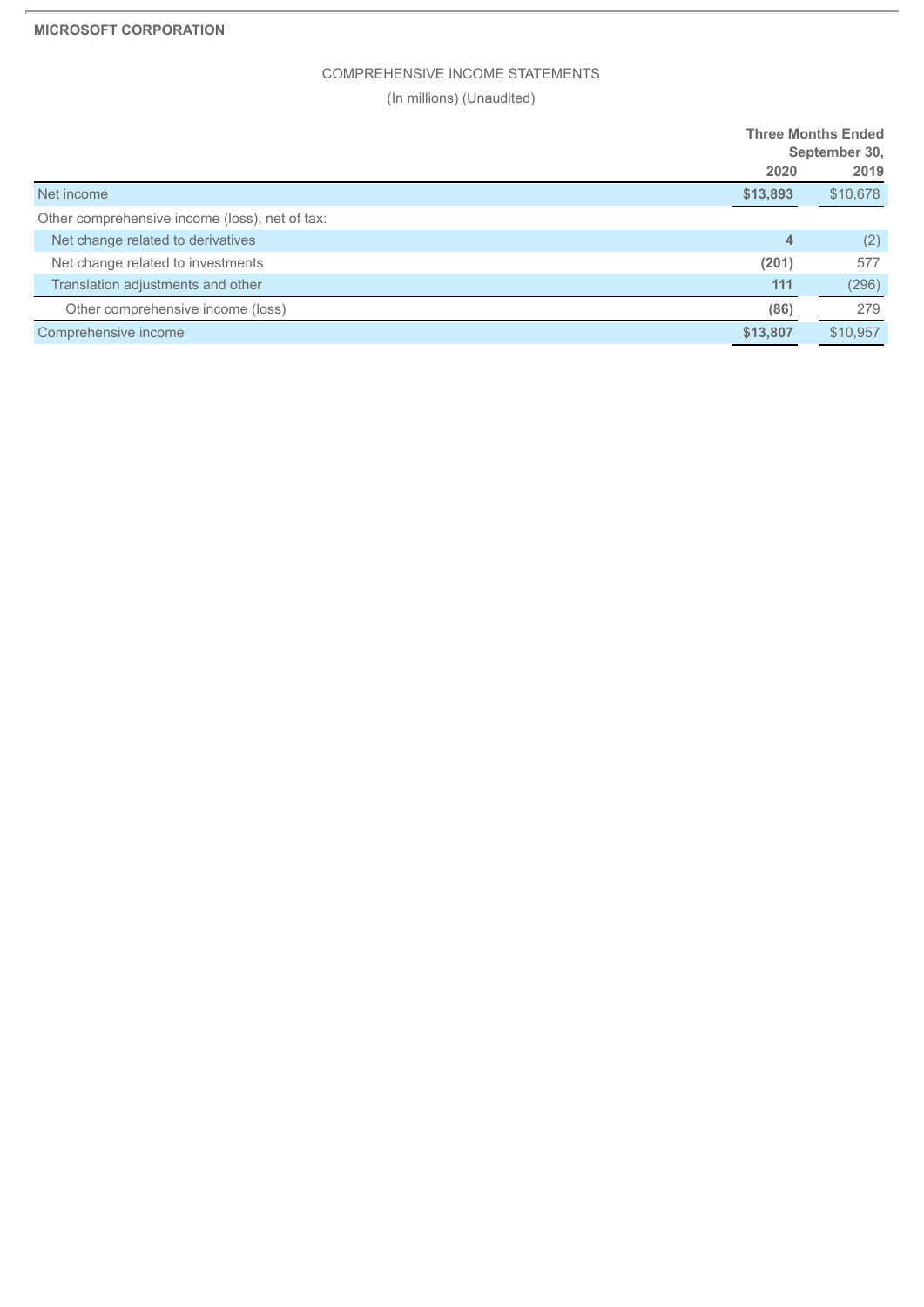**MICROSOFT CORPORATION**

COMPREHENSIVE INCOME STATEMENTS

(In millions) (Unaudited)

| | Three Months Ended September 30, | |
|---|---|---|
| | **2020** | 2019 |
| Net income | **$13,893** | $10,678 |
| Other comprehensive income (loss), net of tax: | | |
| Net change related to derivatives | **4** | (2) |
| Net change related to investments | **(201)** | 577 |
| Translation adjustments and other | **111** | (296) |
| Other comprehensive income (loss) | **(86)** | 279 |
| Comprehensive income | **$13,807** | $10,957 |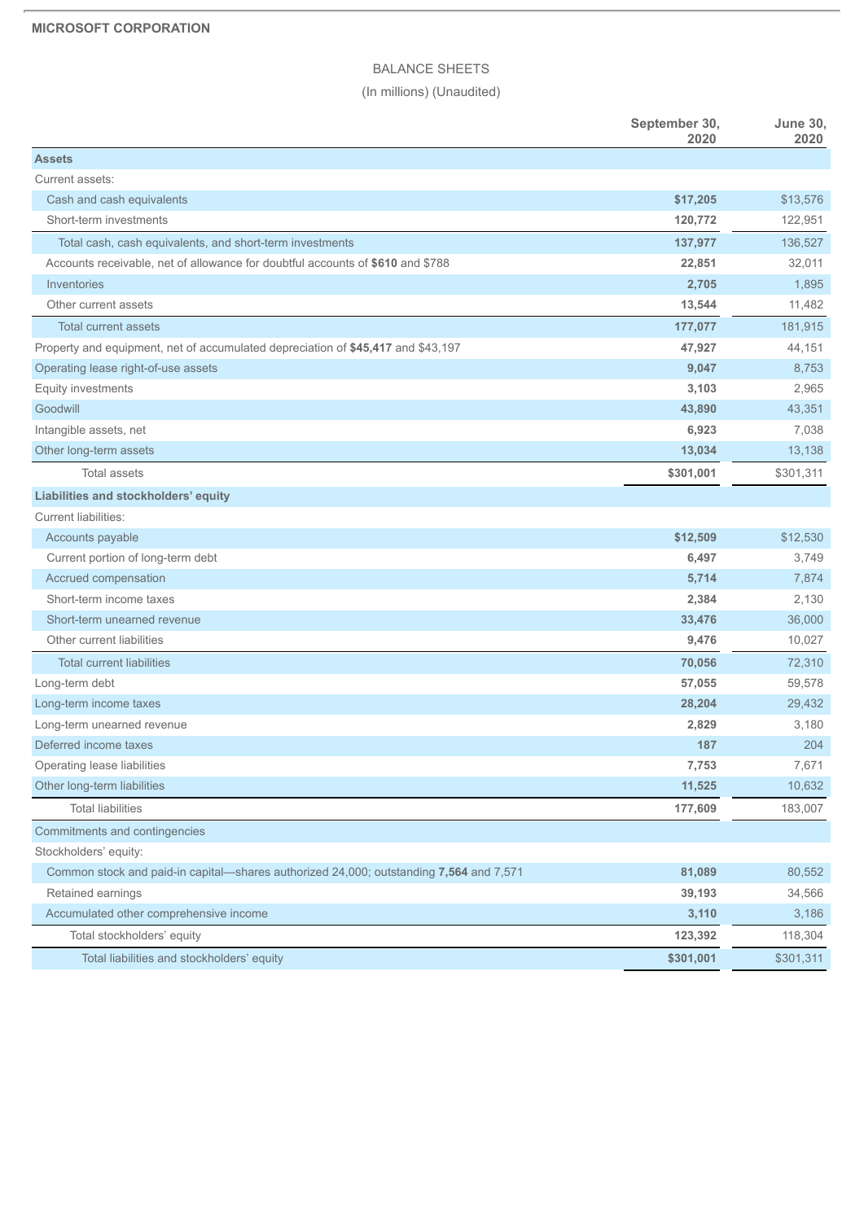**MICROSOFT CORPORATION**

BALANCE SHEETS

(In millions) (Unaudited)

| | September 30, 2020 | June 30, 2020 |
|---|---|---|
| **Assets** | | |
| Current assets: | | |
| Cash and cash equivalents | **$17,205** | $13,576 |
| Short-term investments | **120,772** | 122,951 |
| Total cash, cash equivalents, and short-term investments | **137,977** | 136,527 |
| Accounts receivable, net of allowance for doubtful accounts of **$610** and $788 | **22,851** | 32,011 |
| Inventories | **2,705** | 1,895 |
| Other current assets | **13,544** | 11,482 |
| Total current assets | **177,077** | 181,915 |
| Property and equipment, net of accumulated depreciation of **$45,417** and $43,197 | **47,927** | 44,151 |
| Operating lease right-of-use assets | **9,047** | 8,753 |
| Equity investments | **3,103** | 2,965 |
| Goodwill | **43,890** | 43,351 |
| Intangible assets, net | **6,923** | 7,038 |
| Other long-term assets | **13,034** | 13,138 |
| Total assets | **$301,001** | $301,311 |
| **Liabilities and stockholders' equity** | | |
| Current liabilities: | | |
| Accounts payable | **$12,509** | $12,530 |
| Current portion of long-term debt | **6,497** | 3,749 |
| Accrued compensation | **5,714** | 7,874 |
| Short-term income taxes | **2,384** | 2,130 |
| Short-term unearned revenue | **33,476** | 36,000 |
| Other current liabilities | **9,476** | 10,027 |
| Total current liabilities | **70,056** | 72,310 |
| Long-term debt | **57,055** | 59,578 |
| Long-term income taxes | **28,204** | 29,432 |
| Long-term unearned revenue | **2,829** | 3,180 |
| Deferred income taxes | **187** | 204 |
| Operating lease liabilities | **7,753** | 7,671 |
| Other long-term liabilities | **11,525** | 10,632 |
| Total liabilities | **177,609** | 183,007 |
| Commitments and contingencies | | |
| Stockholders' equity: | | |
| Common stock and paid-in capital—shares authorized 24,000; outstanding **7,564** and 7,571 | **81,089** | 80,552 |
| Retained earnings | **39,193** | 34,566 |
| Accumulated other comprehensive income | **3,110** | 3,186 |
| Total stockholders' equity | **123,392** | 118,304 |
| Total liabilities and stockholders' equity | **$301,001** | $301,311 |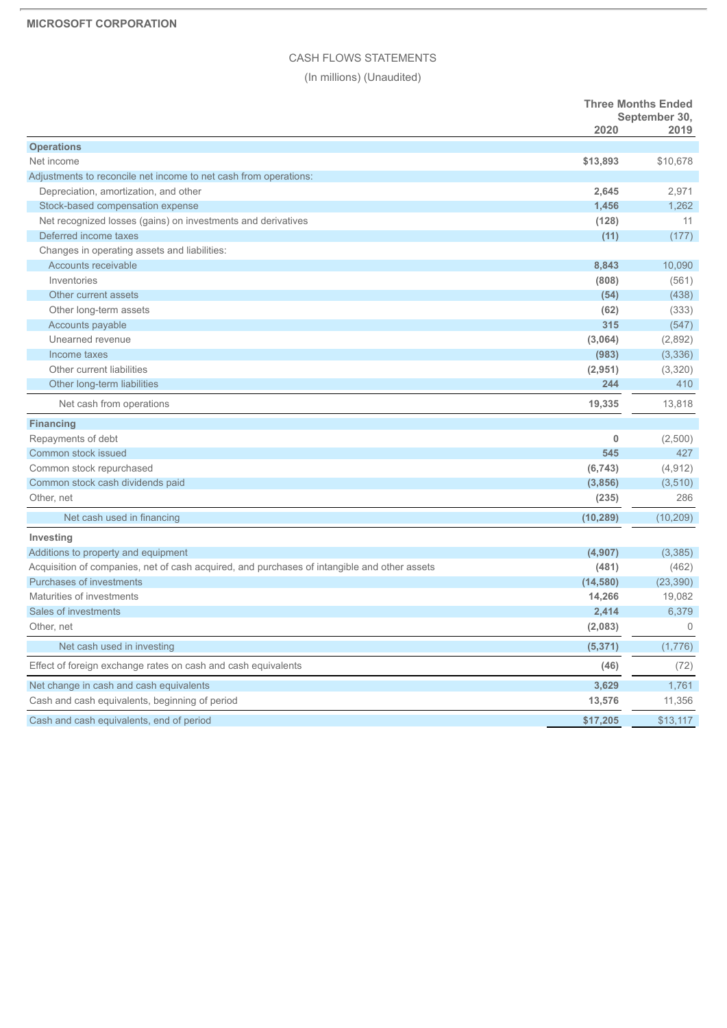**MICROSOFT CORPORATION**

## CASH FLOWS STATEMENTS

(In millions) (Unaudited)

| | Three Months Ended September 30, | |
|---|---|---|
| | **2020** | 2019 |
| **Operations** | | |
| Net income | **$13,893** | $10,678 |
| Adjustments to reconcile net income to net cash from operations: | | |
| Depreciation, amortization, and other | **2,645** | 2,971 |
| Stock-based compensation expense | **1,456** | 1,262 |
| Net recognized losses (gains) on investments and derivatives | **(128)** | 11 |
| Deferred income taxes | **(11)** | (177) |
| Changes in operating assets and liabilities: | | |
| Accounts receivable | **8,843** | 10,090 |
| Inventories | **(808)** | (561) |
| Other current assets | **(54)** | (438) |
| Other long-term assets | **(62)** | (333) |
| Accounts payable | **315** | (547) |
| Unearned revenue | **(3,064)** | (2,892) |
| Income taxes | **(983)** | (3,336) |
| Other current liabilities | **(2,951)** | (3,320) |
| Other long-term liabilities | **244** | 410 |
| Net cash from operations | **19,335** | 13,818 |
| **Financing** | | |
| Repayments of debt | **0** | (2,500) |
| Common stock issued | **545** | 427 |
| Common stock repurchased | **(6,743)** | (4,912) |
| Common stock cash dividends paid | **(3,856)** | (3,510) |
| Other, net | **(235)** | 286 |
| Net cash used in financing | **(10,289)** | (10,209) |
| **Investing** | | |
| Additions to property and equipment | **(4,907)** | (3,385) |
| Acquisition of companies, net of cash acquired, and purchases of intangible and other assets | **(481)** | (462) |
| Purchases of investments | **(14,580)** | (23,390) |
| Maturities of investments | **14,266** | 19,082 |
| Sales of investments | **2,414** | 6,379 |
| Other, net | **(2,083)** | 0 |
| Net cash used in investing | **(5,371)** | (1,776) |
| Effect of foreign exchange rates on cash and cash equivalents | **(46)** | (72) |
| Net change in cash and cash equivalents | **3,629** | 1,761 |
| Cash and cash equivalents, beginning of period | **13,576** | 11,356 |
| Cash and cash equivalents, end of period | **$17,205** | $13,117 |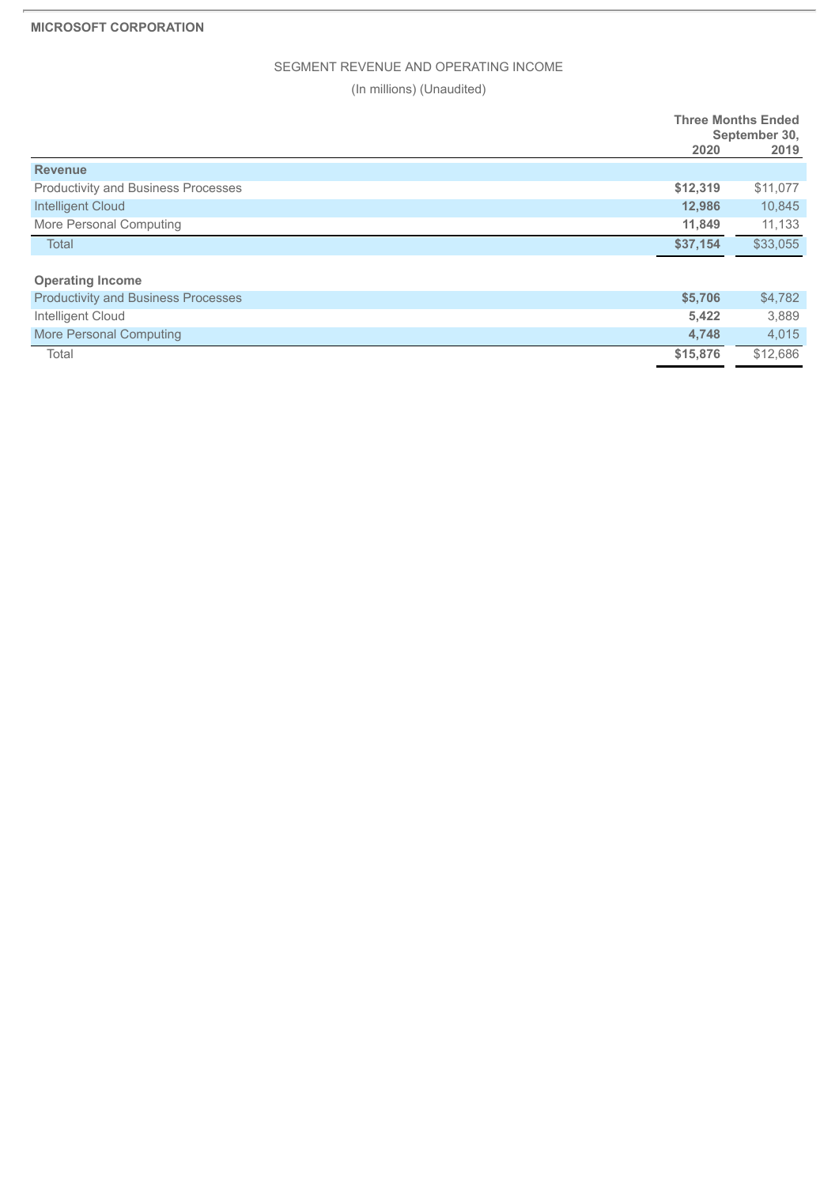**MICROSOFT CORPORATION**

SEGMENT REVENUE AND OPERATING INCOME

(In millions) (Unaudited)

| | Three Months Ended September 30, | |
|---|---|---|
| | **2020** | 2019 |
| **Revenue** | | |
| Productivity and Business Processes | **$12,319** | $11,077 |
| Intelligent Cloud | **12,986** | 10,845 |
| More Personal Computing | **11,849** | 11,133 |
| Total | **$37,154** | $33,055 |
| | | |
| **Operating Income** | | |
| Productivity and Business Processes | **$5,706** | $4,782 |
| Intelligent Cloud | **5,422** | 3,889 |
| More Personal Computing | **4,748** | 4,015 |
| Total | **$15,876** | $12,686 |